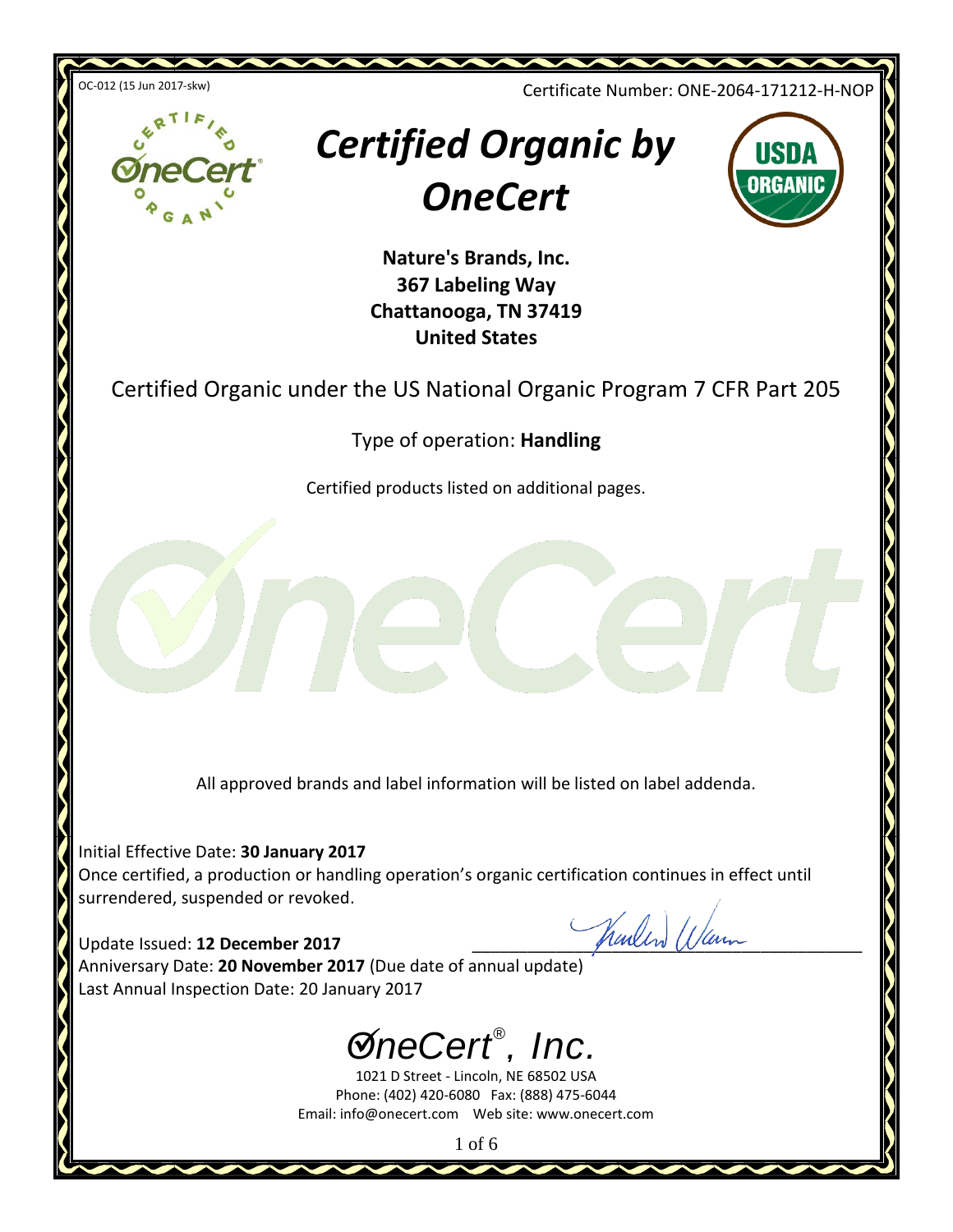OC-012 (15 Jun 2017-skw)

Certificate Number: ONE-2064-171212-H-NOP

# *Certified Organic by OneCert*

**Nature's Brands, Inc.**
**367 Labeling Way**
**Chattanooga, TN 37419**
**United States**

Certified Organic under the US National Organic Program 7 CFR Part 205

Type of operation: **Handling**

Certified products listed on additional pages.

All approved brands and label information will be listed on label addenda.

Initial Effective Date: **30 January 2017**
Once certified, a production or handling operation's organic certification continues in effect until surrendered, suspended or revoked.

Update Issued: **12 December 2017**
Anniversary Date: **20 November 2017** (Due date of annual update)
Last Annual Inspection Date: 20 January 2017

*OneCert®, Inc.*
1021 D Street - Lincoln, NE 68502 USA
Phone: (402) 420-6080 Fax: (888) 475-6044
Email: info@onecert.com Web site: www.onecert.com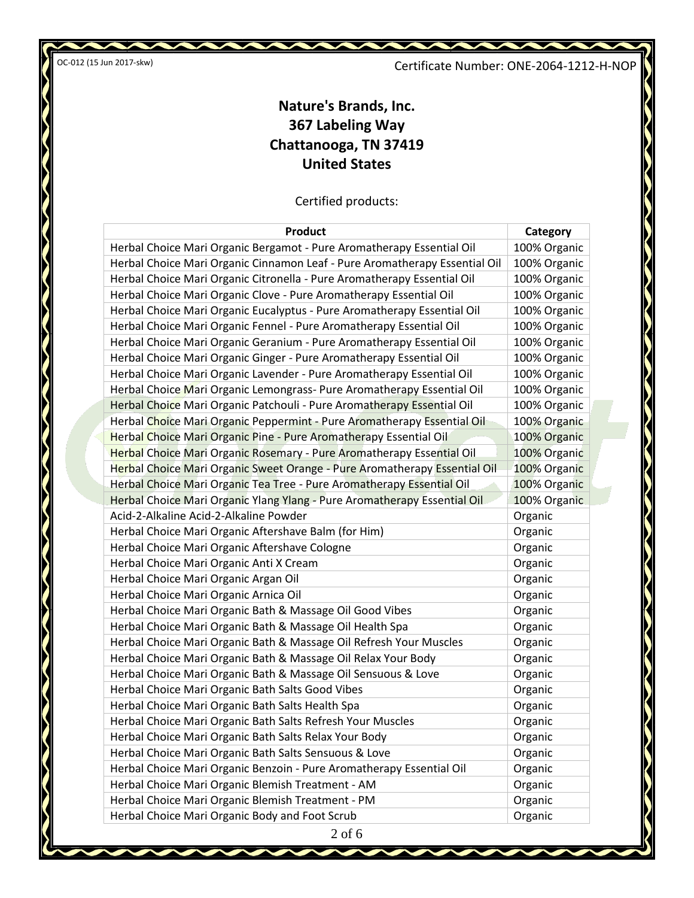Certificate Number: ONE-2064-1212-H-NOP

# Nature's Brands, Inc.
# 367 Labeling Way
# Chattanooga, TN 37419
# United States

Certified products:

| Product | Category |
|---|---|
| Herbal Choice Mari Organic Bergamot - Pure Aromatherapy Essential Oil | 100% Organic |
| Herbal Choice Mari Organic Cinnamon Leaf - Pure Aromatherapy Essential Oil | 100% Organic |
| Herbal Choice Mari Organic Citronella - Pure Aromatherapy Essential Oil | 100% Organic |
| Herbal Choice Mari Organic Clove - Pure Aromatherapy Essential Oil | 100% Organic |
| Herbal Choice Mari Organic Eucalyptus - Pure Aromatherapy Essential Oil | 100% Organic |
| Herbal Choice Mari Organic Fennel - Pure Aromatherapy Essential Oil | 100% Organic |
| Herbal Choice Mari Organic Geranium - Pure Aromatherapy Essential Oil | 100% Organic |
| Herbal Choice Mari Organic Ginger - Pure Aromatherapy Essential Oil | 100% Organic |
| Herbal Choice Mari Organic Lavender - Pure Aromatherapy Essential Oil | 100% Organic |
| Herbal Choice Mari Organic Lemongrass- Pure Aromatherapy Essential Oil | 100% Organic |
| Herbal Choice Mari Organic Patchouli - Pure Aromatherapy Essential Oil | 100% Organic |
| Herbal Choice Mari Organic Peppermint - Pure Aromatherapy Essential Oil | 100% Organic |
| Herbal Choice Mari Organic Pine - Pure Aromatherapy Essential Oil | 100% Organic |
| Herbal Choice Mari Organic Rosemary - Pure Aromatherapy Essential Oil | 100% Organic |
| Herbal Choice Mari Organic Sweet Orange - Pure Aromatherapy Essential Oil | 100% Organic |
| Herbal Choice Mari Organic Tea Tree - Pure Aromatherapy Essential Oil | 100% Organic |
| Herbal Choice Mari Organic Ylang Ylang - Pure Aromatherapy Essential Oil | 100% Organic |
| Acid-2-Alkaline Acid-2-Alkaline Powder | Organic |
| Herbal Choice Mari Organic Aftershave Balm (for Him) | Organic |
| Herbal Choice Mari Organic Aftershave Cologne | Organic |
| Herbal Choice Mari Organic Anti X Cream | Organic |
| Herbal Choice Mari Organic Argan Oil | Organic |
| Herbal Choice Mari Organic Arnica Oil | Organic |
| Herbal Choice Mari Organic Bath & Massage Oil Good Vibes | Organic |
| Herbal Choice Mari Organic Bath & Massage Oil Health Spa | Organic |
| Herbal Choice Mari Organic Bath & Massage Oil Refresh Your Muscles | Organic |
| Herbal Choice Mari Organic Bath & Massage Oil Relax Your Body | Organic |
| Herbal Choice Mari Organic Bath & Massage Oil Sensuous & Love | Organic |
| Herbal Choice Mari Organic Bath Salts Good Vibes | Organic |
| Herbal Choice Mari Organic Bath Salts Health Spa | Organic |
| Herbal Choice Mari Organic Bath Salts Refresh Your Muscles | Organic |
| Herbal Choice Mari Organic Bath Salts Relax Your Body | Organic |
| Herbal Choice Mari Organic Bath Salts Sensuous & Love | Organic |
| Herbal Choice Mari Organic Benzoin - Pure Aromatherapy Essential Oil | Organic |
| Herbal Choice Mari Organic Blemish Treatment - AM | Organic |
| Herbal Choice Mari Organic Blemish Treatment - PM | Organic |
| Herbal Choice Mari Organic Body and Foot Scrub | Organic |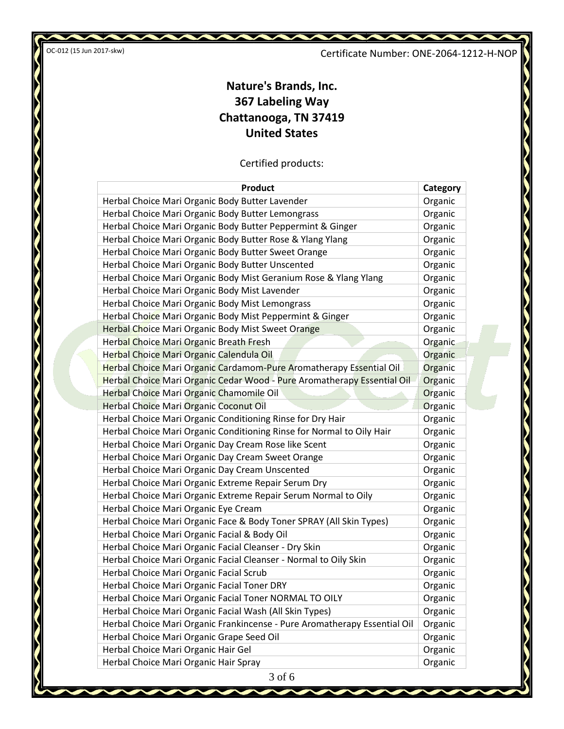**Nature's Brands, Inc.**
**367 Labeling Way**
**Chattanooga, TN 37419**
**United States**

Certified products:

| Product | Category |
|---|---|
| Herbal Choice Mari Organic Body Butter Lavender | Organic |
| Herbal Choice Mari Organic Body Butter Lemongrass | Organic |
| Herbal Choice Mari Organic Body Butter Peppermint & Ginger | Organic |
| Herbal Choice Mari Organic Body Butter Rose & Ylang Ylang | Organic |
| Herbal Choice Mari Organic Body Butter Sweet Orange | Organic |
| Herbal Choice Mari Organic Body Butter Unscented | Organic |
| Herbal Choice Mari Organic Body Mist Geranium Rose & Ylang Ylang | Organic |
| Herbal Choice Mari Organic Body Mist Lavender | Organic |
| Herbal Choice Mari Organic Body Mist Lemongrass | Organic |
| Herbal Choice Mari Organic Body Mist Peppermint & Ginger | Organic |
| Herbal Choice Mari Organic Body Mist Sweet Orange | Organic |
| Herbal Choice Mari Organic Breath Fresh | Organic |
| Herbal Choice Mari Organic Calendula Oil | Organic |
| Herbal Choice Mari Organic Cardamom-Pure Aromatherapy Essential Oil | Organic |
| Herbal Choice Mari Organic Cedar Wood - Pure Aromatherapy Essential Oil | Organic |
| Herbal Choice Mari Organic Chamomile Oil | Organic |
| Herbal Choice Mari Organic Coconut Oil | Organic |
| Herbal Choice Mari Organic Conditioning Rinse for Dry Hair | Organic |
| Herbal Choice Mari Organic Conditioning Rinse for Normal to Oily Hair | Organic |
| Herbal Choice Mari Organic Day Cream Rose like Scent | Organic |
| Herbal Choice Mari Organic Day Cream Sweet Orange | Organic |
| Herbal Choice Mari Organic Day Cream Unscented | Organic |
| Herbal Choice Mari Organic Extreme Repair Serum Dry | Organic |
| Herbal Choice Mari Organic Extreme Repair Serum Normal to Oily | Organic |
| Herbal Choice Mari Organic Eye Cream | Organic |
| Herbal Choice Mari Organic Face & Body Toner SPRAY (All Skin Types) | Organic |
| Herbal Choice Mari Organic Facial & Body Oil | Organic |
| Herbal Choice Mari Organic Facial Cleanser - Dry Skin | Organic |
| Herbal Choice Mari Organic Facial Cleanser - Normal to Oily Skin | Organic |
| Herbal Choice Mari Organic Facial Scrub | Organic |
| Herbal Choice Mari Organic Facial Toner DRY | Organic |
| Herbal Choice Mari Organic Facial Toner NORMAL TO OILY | Organic |
| Herbal Choice Mari Organic Facial Wash (All Skin Types) | Organic |
| Herbal Choice Mari Organic Frankincense - Pure Aromatherapy Essential Oil | Organic |
| Herbal Choice Mari Organic Grape Seed Oil | Organic |
| Herbal Choice Mari Organic Hair Gel | Organic |
| Herbal Choice Mari Organic Hair Spray | Organic |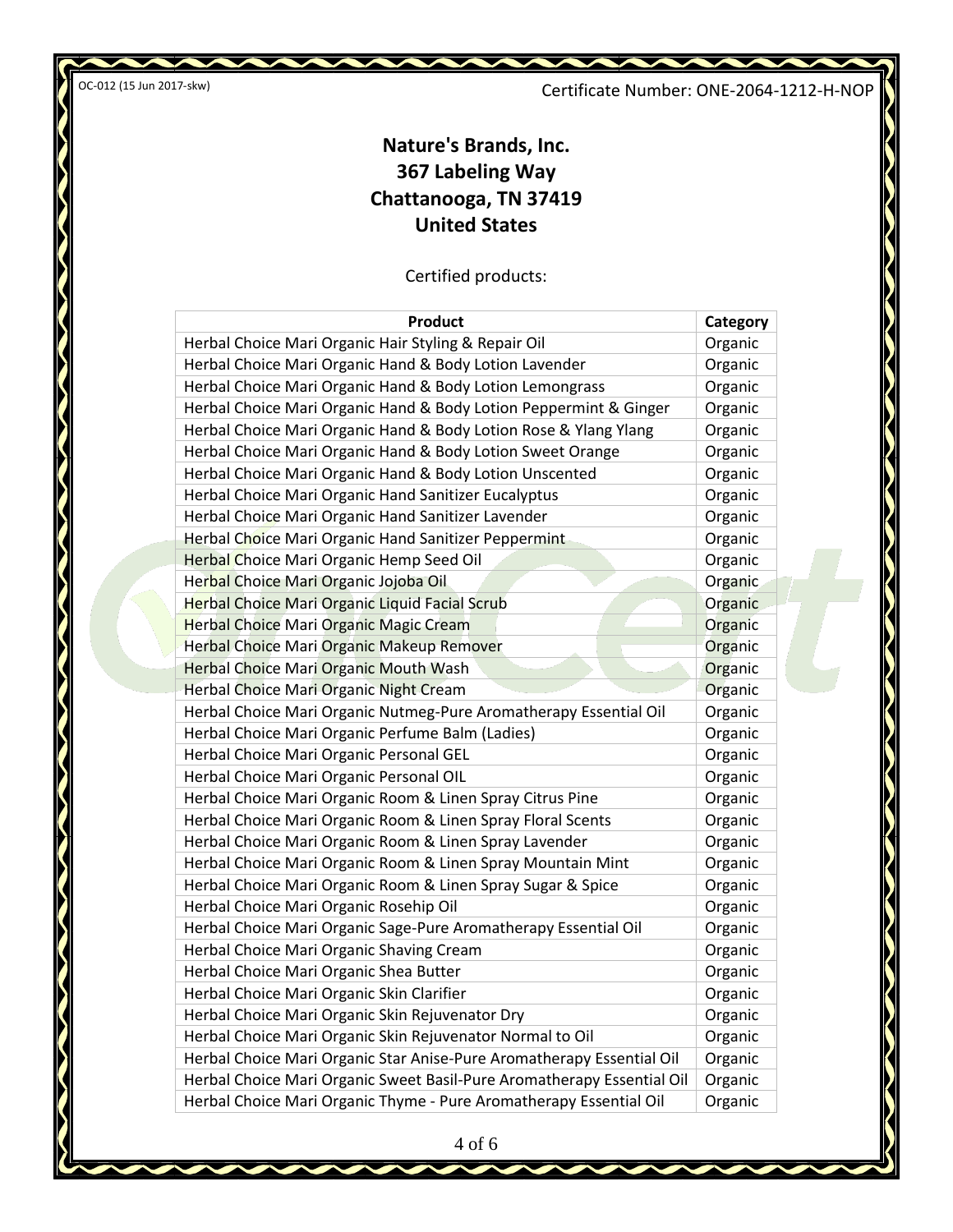OC-012 (15 Jun 2017-skw)

Certificate Number: ONE-2064-1212-H-NOP

**Nature's Brands, Inc.**
**367 Labeling Way**
**Chattanooga, TN 37419**
**United States**

Certified products:

| Product | Category |
|---|---|
| Herbal Choice Mari Organic Hair Styling & Repair Oil | Organic |
| Herbal Choice Mari Organic Hand & Body Lotion Lavender | Organic |
| Herbal Choice Mari Organic Hand & Body Lotion Lemongrass | Organic |
| Herbal Choice Mari Organic Hand & Body Lotion Peppermint & Ginger | Organic |
| Herbal Choice Mari Organic Hand & Body Lotion Rose & Ylang Ylang | Organic |
| Herbal Choice Mari Organic Hand & Body Lotion Sweet Orange | Organic |
| Herbal Choice Mari Organic Hand & Body Lotion Unscented | Organic |
| Herbal Choice Mari Organic Hand Sanitizer Eucalyptus | Organic |
| Herbal Choice Mari Organic Hand Sanitizer Lavender | Organic |
| Herbal Choice Mari Organic Hand Sanitizer Peppermint | Organic |
| Herbal Choice Mari Organic Hemp Seed Oil | Organic |
| Herbal Choice Mari Organic Jojoba Oil | Organic |
| Herbal Choice Mari Organic Liquid Facial Scrub | Organic |
| Herbal Choice Mari Organic Magic Cream | Organic |
| Herbal Choice Mari Organic Makeup Remover | Organic |
| Herbal Choice Mari Organic Mouth Wash | Organic |
| Herbal Choice Mari Organic Night Cream | Organic |
| Herbal Choice Mari Organic Nutmeg-Pure Aromatherapy Essential Oil | Organic |
| Herbal Choice Mari Organic Perfume Balm (Ladies) | Organic |
| Herbal Choice Mari Organic Personal GEL | Organic |
| Herbal Choice Mari Organic Personal OIL | Organic |
| Herbal Choice Mari Organic Room & Linen Spray Citrus Pine | Organic |
| Herbal Choice Mari Organic Room & Linen Spray Floral Scents | Organic |
| Herbal Choice Mari Organic Room & Linen Spray Lavender | Organic |
| Herbal Choice Mari Organic Room & Linen Spray Mountain Mint | Organic |
| Herbal Choice Mari Organic Room & Linen Spray Sugar & Spice | Organic |
| Herbal Choice Mari Organic Rosehip Oil | Organic |
| Herbal Choice Mari Organic Sage-Pure Aromatherapy Essential Oil | Organic |
| Herbal Choice Mari Organic Shaving Cream | Organic |
| Herbal Choice Mari Organic Shea Butter | Organic |
| Herbal Choice Mari Organic Skin Clarifier | Organic |
| Herbal Choice Mari Organic Skin Rejuvenator Dry | Organic |
| Herbal Choice Mari Organic Skin Rejuvenator Normal to Oil | Organic |
| Herbal Choice Mari Organic Star Anise-Pure Aromatherapy Essential Oil | Organic |
| Herbal Choice Mari Organic Sweet Basil-Pure Aromatherapy Essential Oil | Organic |
| Herbal Choice Mari Organic Thyme - Pure Aromatherapy Essential Oil | Organic |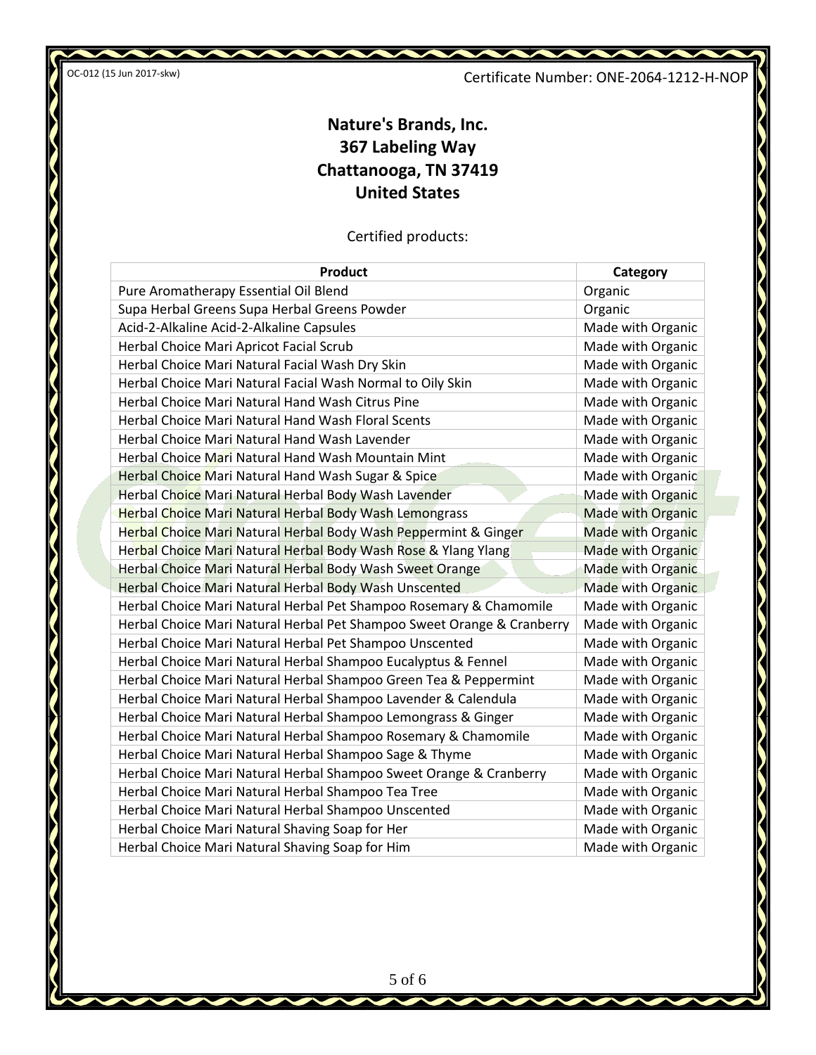OC-012 (15 Jun 2017-skw)

Certificate Number: ONE-2064-1212-H-NOP

## Nature's Brands, Inc.
## 367 Labeling Way
## Chattanooga, TN 37419
## United States

Certified products:

| Product | Category |
| --- | --- |
| Pure Aromatherapy Essential Oil Blend | Organic |
| Supa Herbal Greens Supa Herbal Greens Powder | Organic |
| Acid-2-Alkaline Acid-2-Alkaline Capsules | Made with Organic |
| Herbal Choice Mari Apricot Facial Scrub | Made with Organic |
| Herbal Choice Mari Natural Facial Wash Dry Skin | Made with Organic |
| Herbal Choice Mari Natural Facial Wash Normal to Oily Skin | Made with Organic |
| Herbal Choice Mari Natural Hand Wash Citrus Pine | Made with Organic |
| Herbal Choice Mari Natural Hand Wash Floral Scents | Made with Organic |
| Herbal Choice Mari Natural Hand Wash Lavender | Made with Organic |
| Herbal Choice Mari Natural Hand Wash Mountain Mint | Made with Organic |
| Herbal Choice Mari Natural Hand Wash Sugar & Spice | Made with Organic |
| Herbal Choice Mari Natural Herbal Body Wash Lavender | Made with Organic |
| Herbal Choice Mari Natural Herbal Body Wash Lemongrass | Made with Organic |
| Herbal Choice Mari Natural Herbal Body Wash Peppermint & Ginger | Made with Organic |
| Herbal Choice Mari Natural Herbal Body Wash Rose & Ylang Ylang | Made with Organic |
| Herbal Choice Mari Natural Herbal Body Wash Sweet Orange | Made with Organic |
| Herbal Choice Mari Natural Herbal Body Wash Unscented | Made with Organic |
| Herbal Choice Mari Natural Herbal Pet Shampoo Rosemary & Chamomile | Made with Organic |
| Herbal Choice Mari Natural Herbal Pet Shampoo Sweet Orange & Cranberry | Made with Organic |
| Herbal Choice Mari Natural Herbal Pet Shampoo Unscented | Made with Organic |
| Herbal Choice Mari Natural Herbal Shampoo Eucalyptus & Fennel | Made with Organic |
| Herbal Choice Mari Natural Herbal Shampoo Green Tea & Peppermint | Made with Organic |
| Herbal Choice Mari Natural Herbal Shampoo Lavender & Calendula | Made with Organic |
| Herbal Choice Mari Natural Herbal Shampoo Lemongrass & Ginger | Made with Organic |
| Herbal Choice Mari Natural Herbal Shampoo Rosemary & Chamomile | Made with Organic |
| Herbal Choice Mari Natural Herbal Shampoo Sage & Thyme | Made with Organic |
| Herbal Choice Mari Natural Herbal Shampoo Sweet Orange & Cranberry | Made with Organic |
| Herbal Choice Mari Natural Herbal Shampoo Tea Tree | Made with Organic |
| Herbal Choice Mari Natural Herbal Shampoo Unscented | Made with Organic |
| Herbal Choice Mari Natural Shaving Soap for Her | Made with Organic |
| Herbal Choice Mari Natural Shaving Soap for Him | Made with Organic |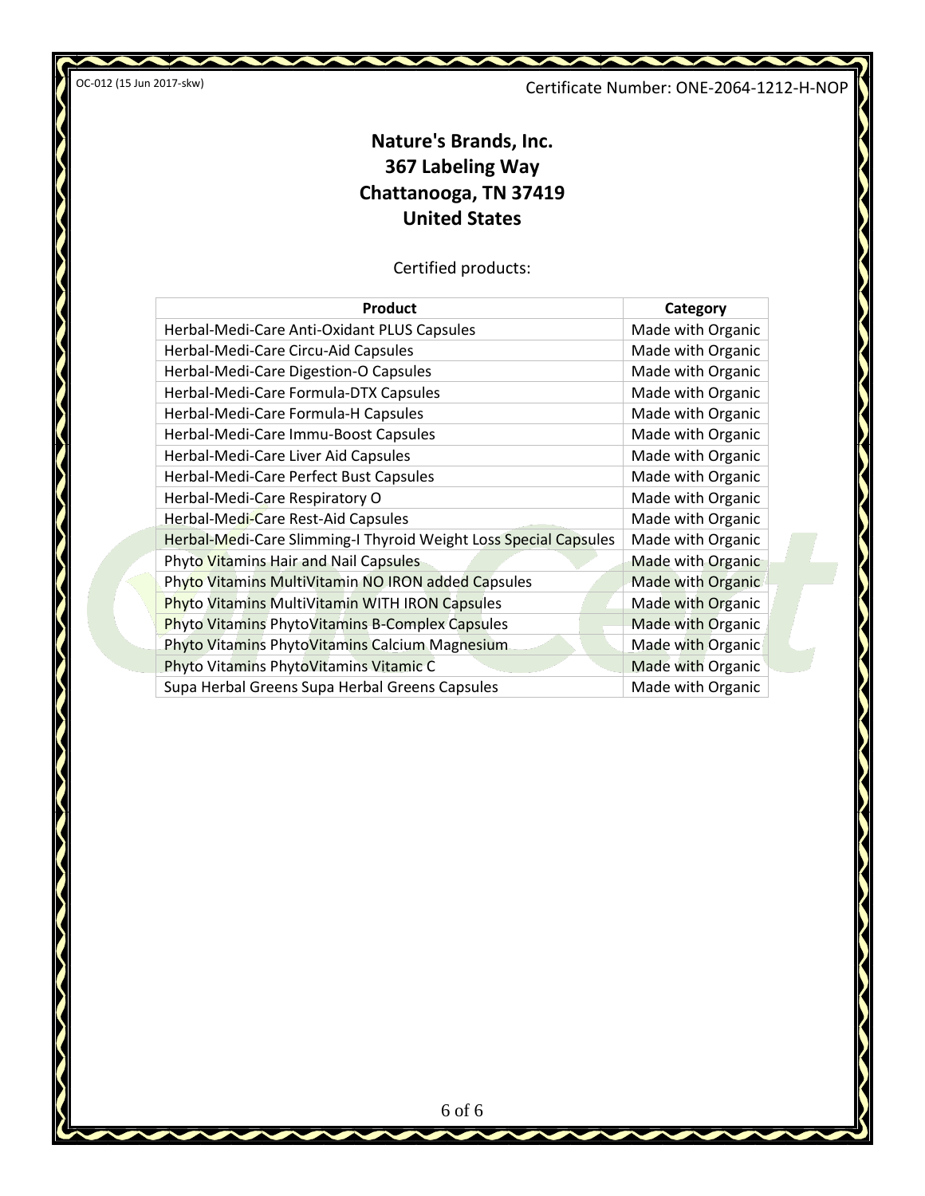Certificate Number: ONE-2064-1212-H-NOP

**Nature's Brands, Inc.**
**367 Labeling Way**
**Chattanooga, TN 37419**
**United States**

Certified products:

| Product | Category |
|---|---|
| Herbal-Medi-Care Anti-Oxidant PLUS Capsules | Made with Organic |
| Herbal-Medi-Care Circu-Aid Capsules | Made with Organic |
| Herbal-Medi-Care Digestion-O Capsules | Made with Organic |
| Herbal-Medi-Care Formula-DTX Capsules | Made with Organic |
| Herbal-Medi-Care Formula-H Capsules | Made with Organic |
| Herbal-Medi-Care Immu-Boost Capsules | Made with Organic |
| Herbal-Medi-Care Liver Aid Capsules | Made with Organic |
| Herbal-Medi-Care Perfect Bust Capsules | Made with Organic |
| Herbal-Medi-Care Respiratory O | Made with Organic |
| Herbal-Medi-Care Rest-Aid Capsules | Made with Organic |
| Herbal-Medi-Care Slimming-I Thyroid Weight Loss Special Capsules | Made with Organic |
| Phyto Vitamins Hair and Nail Capsules | Made with Organic |
| Phyto Vitamins MultiVitamin NO IRON added Capsules | Made with Organic |
| Phyto Vitamins MultiVitamin WITH IRON Capsules | Made with Organic |
| Phyto Vitamins PhytoVitamins B-Complex Capsules | Made with Organic |
| Phyto Vitamins PhytoVitamins Calcium Magnesium | Made with Organic |
| Phyto Vitamins PhytoVitamins Vitamic C | Made with Organic |
| Supa Herbal Greens Supa Herbal Greens Capsules | Made with Organic |